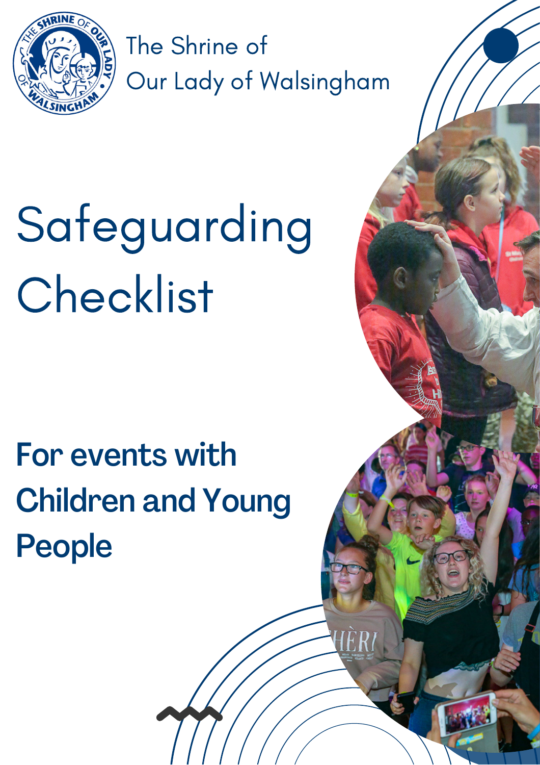The Shrine of
Our Lady of Walsingham

# Safeguarding Checklist

## For events with Children and Young People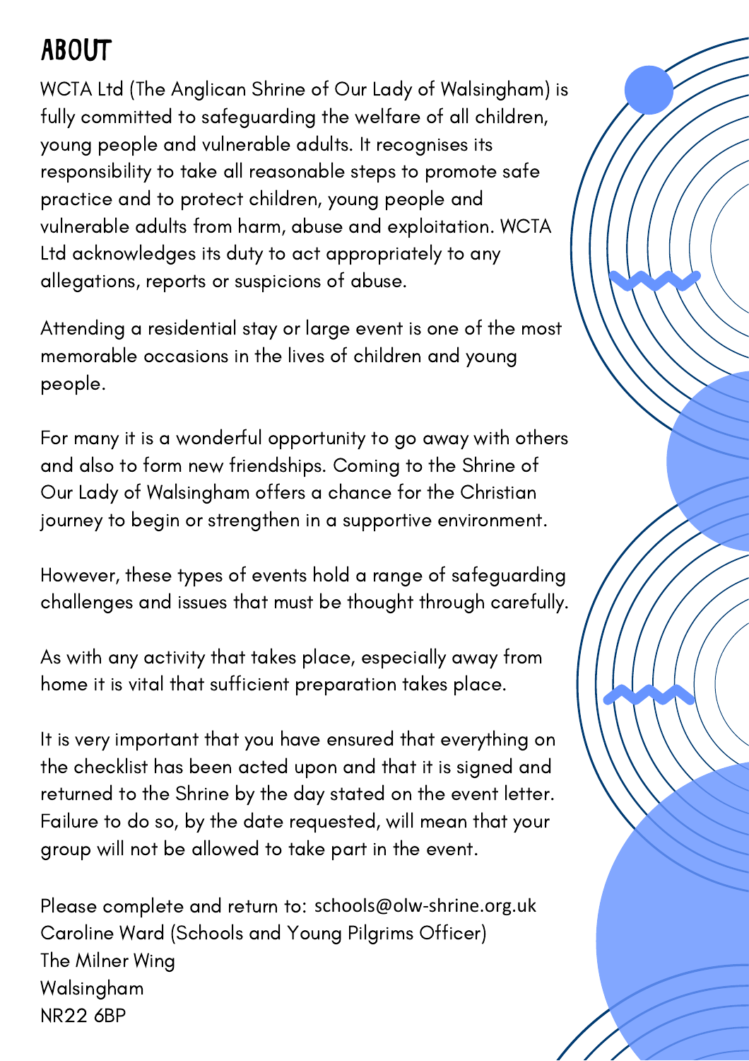# ABOUT

WCTA Ltd (The Anglican Shrine of Our Lady of Walsingham) is fully committed to safeguarding the welfare of all children, young people and vulnerable adults. It recognises its responsibility to take all reasonable steps to promote safe practice and to protect children, young people and vulnerable adults from harm, abuse and exploitation. WCTA Ltd acknowledges its duty to act appropriately to any allegations, reports or suspicions of abuse.

Attending a residential stay or large event is one of the most memorable occasions in the lives of children and young people.

For many it is a wonderful opportunity to go away with others and also to form new friendships. Coming to the Shrine of Our Lady of Walsingham offers a chance for the Christian journey to begin or strengthen in a supportive environment.

However, these types of events hold a range of safeguarding challenges and issues that must be thought through carefully.

As with any activity that takes place, especially away from home it is vital that sufficient preparation takes place.

It is very important that you have ensured that everything on the checklist has been acted upon and that it is signed and returned to the Shrine by the day stated on the event letter. Failure to do so, by the date requested, will mean that your group will not be allowed to take part in the event.

Please complete and return to: schools@olw-shrine.org.uk
Caroline Ward (Schools and Young Pilgrims Officer)
The Milner Wing
Walsingham
NR22 6BP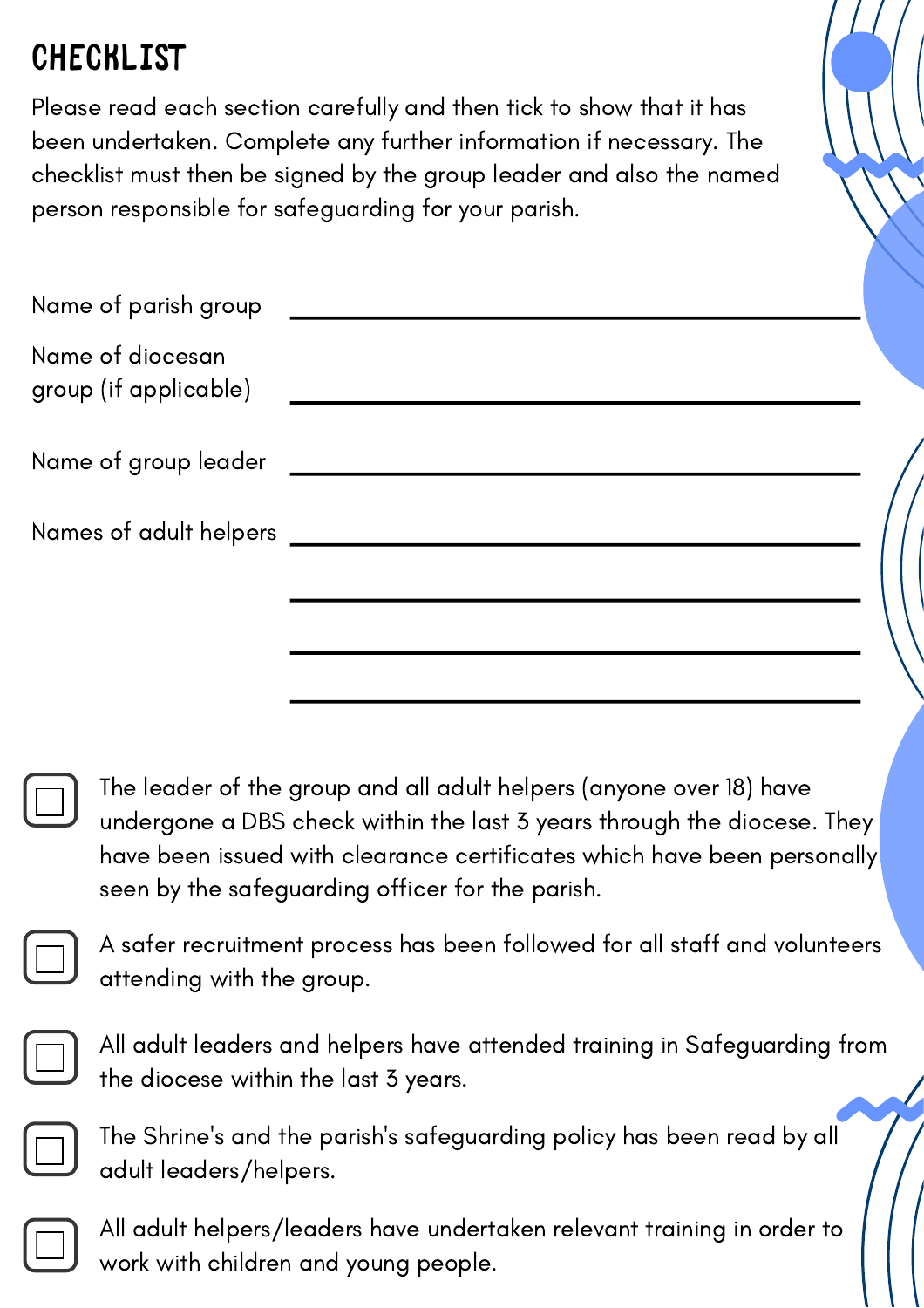# CHECKLIST

Please read each section carefully and then tick to show that it has been undertaken. Complete any further information if necessary. The checklist must then be signed by the group leader and also the named person responsible for safeguarding for your parish.

Name of parish group ______________________________

Name of diocesan group (if applicable) ______________________________

Name of group leader ______________________________

Names of adult helpers ______________________________

______________________________

______________________________

______________________________

- [ ] The leader of the group and all adult helpers (anyone over 18) have undergone a DBS check within the last 3 years through the diocese. They have been issued with clearance certificates which have been personally seen by the safeguarding officer for the parish.
- [ ] A safer recruitment process has been followed for all staff and volunteers attending with the group.
- [ ] All adult leaders and helpers have attended training in Safeguarding from the diocese within the last 3 years.
- [ ] The Shrine's and the parish's safeguarding policy has been read by all adult leaders/helpers.
- [ ] All adult helpers/leaders have undertaken relevant training in order to work with children and young people.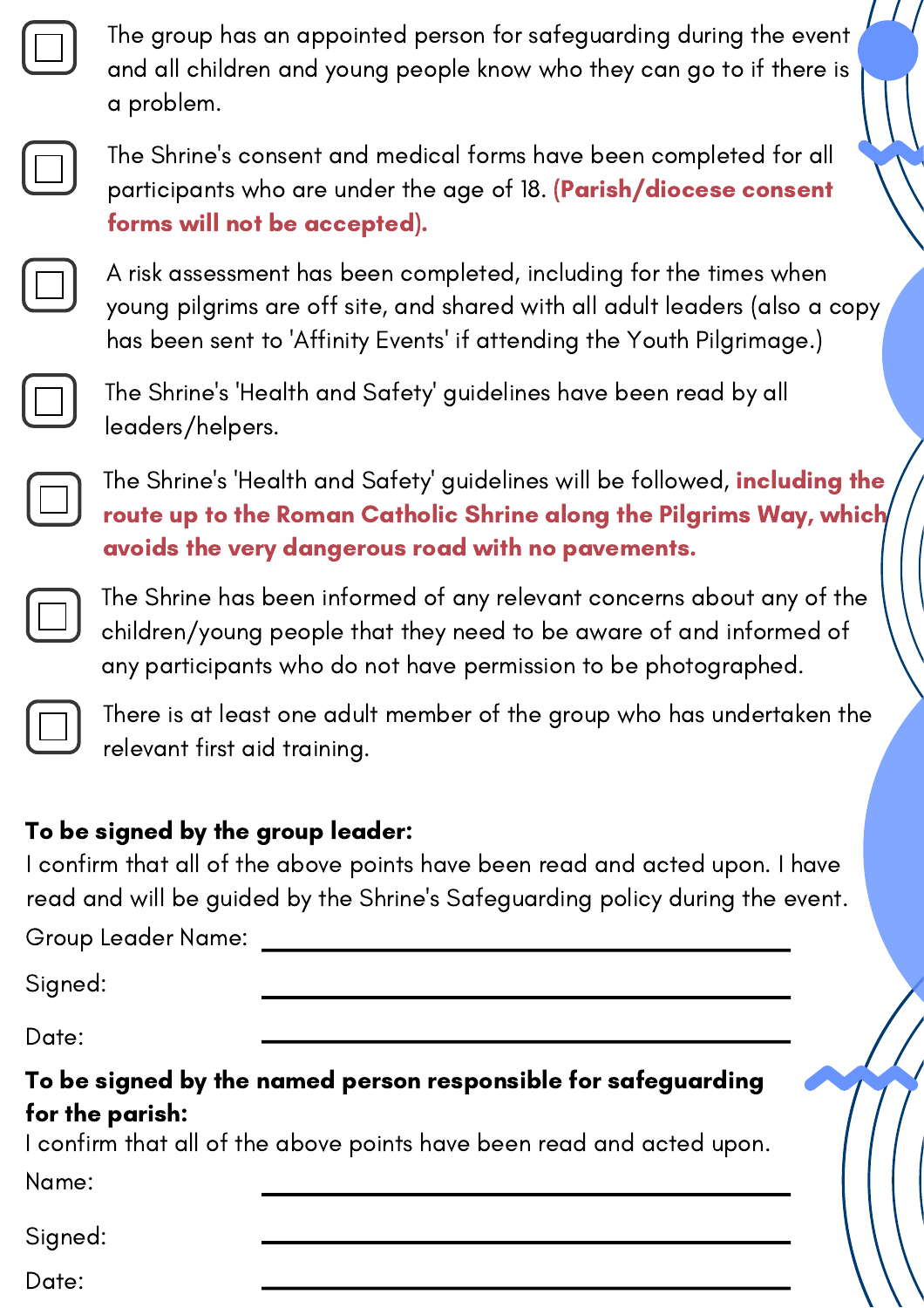- [ ] The group has an appointed person for safeguarding during the event and all children and young people know who they can go to if there is a problem.
- [ ] The Shrine's consent and medical forms have been completed for all participants who are under the age of 18. **(Parish/diocese consent forms will not be accepted).**
- [ ] A risk assessment has been completed, including for the times when young pilgrims are off site, and shared with all adult leaders (also a copy has been sent to 'Affinity Events' if attending the Youth Pilgrimage.)
- [ ] The Shrine's 'Health and Safety' guidelines have been read by all leaders/helpers.
- [ ] The Shrine's 'Health and Safety' guidelines will be followed, **including the route up to the Roman Catholic Shrine along the Pilgrims Way, which avoids the very dangerous road with no pavements.**
- [ ] The Shrine has been informed of any relevant concerns about any of the children/young people that they need to be aware of and informed of any participants who do not have permission to be photographed.
- [ ] There is at least one adult member of the group who has undertaken the relevant first aid training.

**To be signed by the group leader:**

I confirm that all of the above points have been read and acted upon. I have read and will be guided by the Shrine's Safeguarding policy during the event.

Group Leader Name: ______________________________

Signed: ______________________________

Date: ______________________________

**To be signed by the named person responsible for safeguarding for the parish:**

I confirm that all of the above points have been read and acted upon.

Name: ______________________________

Signed: ______________________________

Date: ______________________________